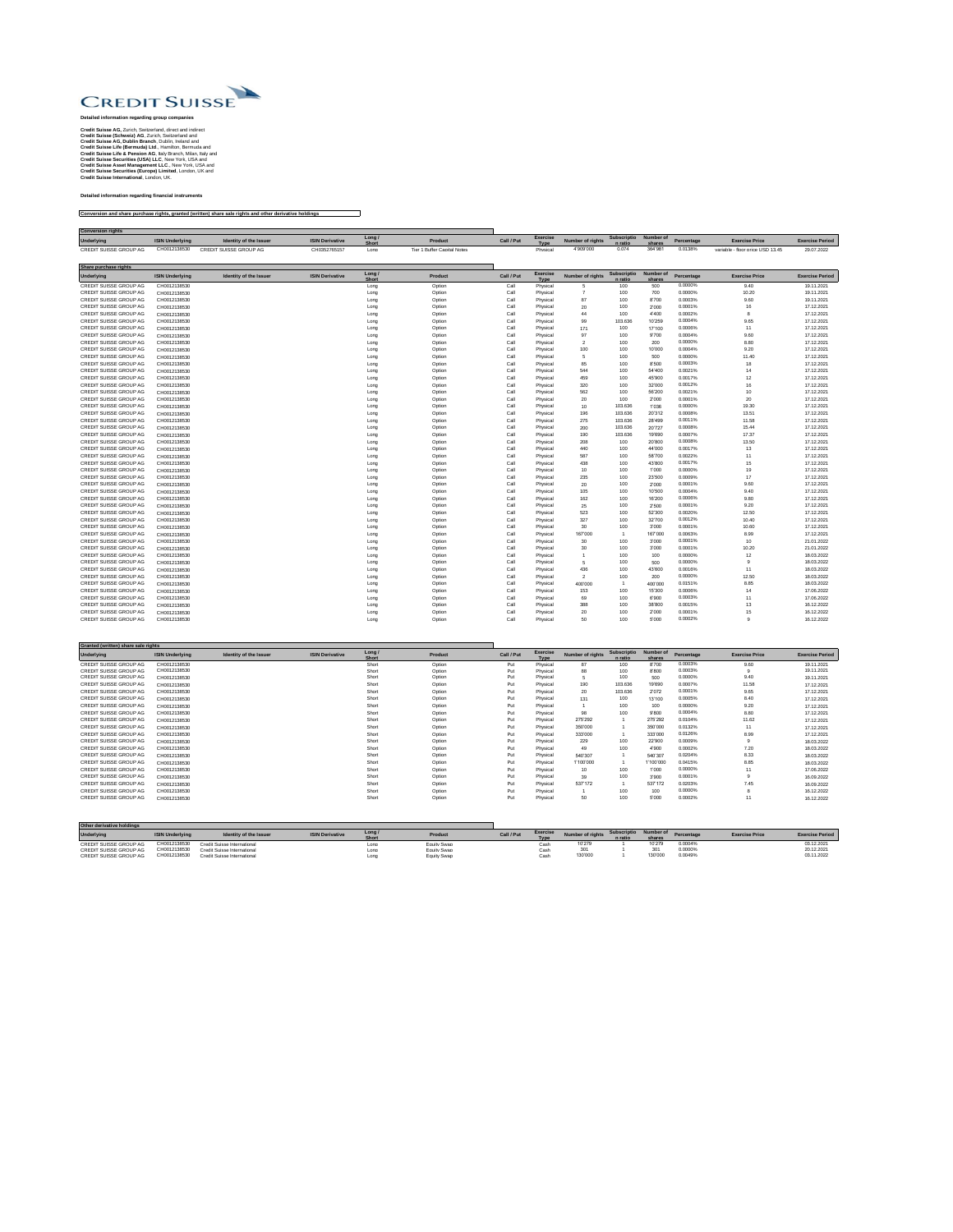CREDIT SUISSE

**Detailed information regarding group companies**

**Credit Suisse AG**, Zurich, Switzerland, direct and indirect
**Credit Suisse (Schweiz) AG**, Zurich, Switzerland and
**Credit Suisse AG, Dublin Branch**, Dublin, Ireland and
**Credit Suisse Life (Bermuda) Ltd**., Hamilton, Bermuda and
**Credit Suisse Life & Pension AG**, Italy Branch, Milan, Italy and
**Credit Suisse Securities (USA) LLC**, New York, USA and
**Credit Suisse Asset Management LLC**., New York, USA and
**Credit Suisse Securities (Europe) Limited**, London, UK and
**Credit Suisse International**, London, UK.

**Detailed information regarding financial instruments**

**Conversion and share purchase rights, granted (written) share sale rights and other derivative holdings**

**Conversion rights**

| Underlying | ISIN Underlying | Identity of the Issuer | ISIN Derivative | Long / Short | Product | Call / Put | Exercise Type | Number of rights | Subscription ratio | Number of shares | Percentage | Exercise Price | Exercise Period |
|---|---|---|---|---|---|---|---|---|---|---|---|---|---|
| CREDIT SUISSE GROUP AG | CH0012138530 | CREDIT SUISSE GROUP AG | CH0352765157 | Long | Tier 1 Buffer Capital Notes | | Physical | 4'909'000 | 0.074 | 364'981 | 0.0138% | variable - floor price USD 13.45 | 29.07.2022 |

**Share purchase rights**

| Underlying | ISIN Underlying | Identity of the Issuer | ISIN Derivative | Long / Short | Product | Call / Put | Exercise Type | Number of rights | Subscription ratio | Number of shares | Percentage | Exercise Price | Exercise Period |
|---|---|---|---|---|---|---|---|---|---|---|---|---|---|
| CREDIT SUISSE GROUP AG | CH0012138530 | | | Long | Option | Call | Physical | 5 | 100 | 500 | 0.0000% | 9.40 | 19.11.2021 |
| CREDIT SUISSE GROUP AG | CH0012138530 | | | Long | Option | Call | Physical | 7 | 100 | 700 | 0.0000% | 10.20 | 19.11.2021 |
| CREDIT SUISSE GROUP AG | CH0012138530 | | | Long | Option | Call | Physical | 87 | 100 | 8'700 | 0.0003% | 9.60 | 19.11.2021 |
| CREDIT SUISSE GROUP AG | CH0012138530 | | | Long | Option | Call | Physical | 20 | 100 | 2'000 | 0.0001% | 16 | 17.12.2021 |
| CREDIT SUISSE GROUP AG | CH0012138530 | | | Long | Option | Call | Physical | 44 | 100 | 4'400 | 0.0002% | 8 | 17.12.2021 |
| CREDIT SUISSE GROUP AG | CH0012138530 | | | Long | Option | Call | Physical | 99 | 103.636 | 10'259 | 0.0004% | 9.65 | 17.12.2021 |
| CREDIT SUISSE GROUP AG | CH0012138530 | | | Long | Option | Call | Physical | 171 | 100 | 17'100 | 0.0006% | 11 | 17.12.2021 |
| CREDIT SUISSE GROUP AG | CH0012138530 | | | Long | Option | Call | Physical | 97 | 100 | 9'700 | 0.0004% | 9.60 | 17.12.2021 |
| CREDIT SUISSE GROUP AG | CH0012138530 | | | Long | Option | Call | Physical | 2 | 100 | 200 | 0.0000% | 8.80 | 17.12.2021 |
| CREDIT SUISSE GROUP AG | CH0012138530 | | | Long | Option | Call | Physical | 100 | 100 | 10'000 | 0.0004% | 9.20 | 17.12.2021 |
| CREDIT SUISSE GROUP AG | CH0012138530 | | | Long | Option | Call | Physical | 5 | 100 | 500 | 0.0000% | 11.40 | 17.12.2021 |
| CREDIT SUISSE GROUP AG | CH0012138530 | | | Long | Option | Call | Physical | 85 | 100 | 8'500 | 0.0003% | 18 | 17.12.2021 |
| CREDIT SUISSE GROUP AG | CH0012138530 | | | Long | Option | Call | Physical | 544 | 100 | 54'400 | 0.0021% | 14 | 17.12.2021 |
| CREDIT SUISSE GROUP AG | CH0012138530 | | | Long | Option | Call | Physical | 459 | 100 | 45'900 | 0.0017% | 12 | 17.12.2021 |
| CREDIT SUISSE GROUP AG | CH0012138530 | | | Long | Option | Call | Physical | 320 | 100 | 32'000 | 0.0012% | 16 | 17.12.2021 |
| CREDIT SUISSE GROUP AG | CH0012138530 | | | Long | Option | Call | Physical | 562 | 100 | 56'200 | 0.0021% | 10 | 17.12.2021 |
| CREDIT SUISSE GROUP AG | CH0012138530 | | | Long | Option | Call | Physical | 20 | 100 | 2'000 | 0.0001% | 20 | 17.12.2021 |
| CREDIT SUISSE GROUP AG | CH0012138530 | | | Long | Option | Call | Physical | 10 | 103.636 | 1'036 | 0.0000% | 19.30 | 17.12.2021 |
| CREDIT SUISSE GROUP AG | CH0012138530 | | | Long | Option | Call | Physical | 196 | 103.636 | 20'312 | 0.0008% | 13.51 | 17.12.2021 |
| CREDIT SUISSE GROUP AG | CH0012138530 | | | Long | Option | Call | Physical | 275 | 103.636 | 28'499 | 0.0011% | 11.58 | 17.12.2021 |
| CREDIT SUISSE GROUP AG | CH0012138530 | | | Long | Option | Call | Physical | 200 | 103.636 | 20'727 | 0.0008% | 15.44 | 17.12.2021 |
| CREDIT SUISSE GROUP AG | CH0012138530 | | | Long | Option | Call | Physical | 190 | 103.636 | 19'690 | 0.0007% | 17.37 | 17.12.2021 |
| CREDIT SUISSE GROUP AG | CH0012138530 | | | Long | Option | Call | Physical | 208 | 100 | 20'800 | 0.0008% | 13.50 | 17.12.2021 |
| CREDIT SUISSE GROUP AG | CH0012138530 | | | Long | Option | Call | Physical | 440 | 100 | 44'000 | 0.0017% | 13 | 17.12.2021 |
| CREDIT SUISSE GROUP AG | CH0012138530 | | | Long | Option | Call | Physical | 587 | 100 | 58'700 | 0.0022% | 11 | 17.12.2021 |
| CREDIT SUISSE GROUP AG | CH0012138530 | | | Long | Option | Call | Physical | 438 | 100 | 43'800 | 0.0017% | 15 | 17.12.2021 |
| CREDIT SUISSE GROUP AG | CH0012138530 | | | Long | Option | Call | Physical | 10 | 100 | 1'000 | 0.0000% | 19 | 17.12.2021 |
| CREDIT SUISSE GROUP AG | CH0012138530 | | | Long | Option | Call | Physical | 235 | 100 | 23'500 | 0.0009% | 17 | 17.12.2021 |
| CREDIT SUISSE GROUP AG | CH0012138530 | | | Long | Option | Call | Physical | 20 | 100 | 2'000 | 0.0001% | 9.60 | 17.12.2021 |
| CREDIT SUISSE GROUP AG | CH0012138530 | | | Long | Option | Call | Physical | 105 | 100 | 10'500 | 0.0004% | 9.40 | 17.12.2021 |
| CREDIT SUISSE GROUP AG | CH0012138530 | | | Long | Option | Call | Physical | 162 | 100 | 16'200 | 0.0006% | 9.80 | 17.12.2021 |
| CREDIT SUISSE GROUP AG | CH0012138530 | | | Long | Option | Call | Physical | 25 | 100 | 2'500 | 0.0001% | 9.20 | 17.12.2021 |
| CREDIT SUISSE GROUP AG | CH0012138530 | | | Long | Option | Call | Physical | 523 | 100 | 52'300 | 0.0020% | 12.50 | 17.12.2021 |
| CREDIT SUISSE GROUP AG | CH0012138530 | | | Long | Option | Call | Physical | 327 | 100 | 32'700 | 0.0012% | 10.40 | 17.12.2021 |
| CREDIT SUISSE GROUP AG | CH0012138530 | | | Long | Option | Call | Physical | 30 | 100 | 3'000 | 0.0001% | 10.60 | 17.12.2021 |
| CREDIT SUISSE GROUP AG | CH0012138530 | | | Long | Option | Call | Physical | 167'000 | 1 | 167'000 | 0.0063% | 8.99 | 17.12.2021 |
| CREDIT SUISSE GROUP AG | CH0012138530 | | | Long | Option | Call | Physical | 30 | 100 | 3'000 | 0.0001% | 10 | 21.01.2022 |
| CREDIT SUISSE GROUP AG | CH0012138530 | | | Long | Option | Call | Physical | 30 | 100 | 3'000 | 0.0001% | 10.20 | 21.01.2022 |
| CREDIT SUISSE GROUP AG | CH0012138530 | | | Long | Option | Call | Physical | 1 | 100 | 100 | 0.0000% | 12 | 18.03.2022 |
| CREDIT SUISSE GROUP AG | CH0012138530 | | | Long | Option | Call | Physical | 5 | 100 | 500 | 0.0000% | 9 | 18.03.2022 |
| CREDIT SUISSE GROUP AG | CH0012138530 | | | Long | Option | Call | Physical | 436 | 100 | 43'600 | 0.0016% | 11 | 18.03.2022 |
| CREDIT SUISSE GROUP AG | CH0012138530 | | | Long | Option | Call | Physical | 2 | 100 | 200 | 0.0000% | 12.50 | 18.03.2022 |
| CREDIT SUISSE GROUP AG | CH0012138530 | | | Long | Option | Call | Physical | 400'000 | 1 | 400'000 | 0.0151% | 8.85 | 18.03.2022 |
| CREDIT SUISSE GROUP AG | CH0012138530 | | | Long | Option | Call | Physical | 153 | 100 | 15'300 | 0.0006% | 14 | 17.06.2022 |
| CREDIT SUISSE GROUP AG | CH0012138530 | | | Long | Option | Call | Physical | 69 | 100 | 6'900 | 0.0003% | 11 | 17.06.2022 |
| CREDIT SUISSE GROUP AG | CH0012138530 | | | Long | Option | Call | Physical | 388 | 100 | 38'800 | 0.0015% | 13 | 16.12.2022 |
| CREDIT SUISSE GROUP AG | CH0012138530 | | | Long | Option | Call | Physical | 20 | 100 | 2'000 | 0.0001% | 15 | 16.12.2022 |
| CREDIT SUISSE GROUP AG | CH0012138530 | | | Long | Option | Call | Physical | 50 | 100 | 5'000 | 0.0002% | 9 | 16.12.2022 |

**Granted (written) share sale rights**

| Underlying | ISIN Underlying | Identity of the Issuer | ISIN Derivative | Long / Short | Product | Call / Put | Exercise Type | Number of rights | Subscription ratio | Number of shares | Percentage | Exercise Price | Exercise Period |
|---|---|---|---|---|---|---|---|---|---|---|---|---|---|
| CREDIT SUISSE GROUP AG | CH0012138530 | | | Short | Option | Put | Physical | 87 | 100 | 8'700 | 0.0003% | 9.60 | 19.11.2021 |
| CREDIT SUISSE GROUP AG | CH0012138530 | | | Short | Option | Put | Physical | 88 | 100 | 8'800 | 0.0003% | 9 | 19.11.2021 |
| CREDIT SUISSE GROUP AG | CH0012138530 | | | Short | Option | Put | Physical | 5 | 100 | 500 | 0.0000% | 9.40 | 19.11.2021 |
| CREDIT SUISSE GROUP AG | CH0012138530 | | | Short | Option | Put | Physical | 190 | 103.636 | 19'690 | 0.0007% | 11.58 | 17.12.2021 |
| CREDIT SUISSE GROUP AG | CH0012138530 | | | Short | Option | Put | Physical | 20 | 103.636 | 2'072 | 0.0001% | 9.65 | 17.12.2021 |
| CREDIT SUISSE GROUP AG | CH0012138530 | | | Short | Option | Put | Physical | 131 | 100 | 13'100 | 0.0005% | 8.40 | 17.12.2021 |
| CREDIT SUISSE GROUP AG | CH0012138530 | | | Short | Option | Put | Physical | 1 | 100 | 100 | 0.0000% | 9.20 | 17.12.2021 |
| CREDIT SUISSE GROUP AG | CH0012138530 | | | Short | Option | Put | Physical | 98 | 100 | 9'800 | 0.0004% | 8.80 | 17.12.2021 |
| CREDIT SUISSE GROUP AG | CH0012138530 | | | Short | Option | Put | Physical | 275'292 | 1 | 275'292 | 0.0104% | 11.62 | 17.12.2021 |
| CREDIT SUISSE GROUP AG | CH0012138530 | | | Short | Option | Put | Physical | 350'000 | 1 | 350'000 | 0.0132% | 11 | 17.12.2021 |
| CREDIT SUISSE GROUP AG | CH0012138530 | | | Short | Option | Put | Physical | 333'000 | 1 | 333'000 | 0.0126% | 8.99 | 17.12.2021 |
| CREDIT SUISSE GROUP AG | CH0012138530 | | | Short | Option | Put | Physical | 229 | 100 | 22'900 | 0.0009% | 9 | 18.03.2022 |
| CREDIT SUISSE GROUP AG | CH0012138530 | | | Short | Option | Put | Physical | 49 | 100 | 4'900 | 0.0002% | 7.20 | 18.03.2022 |
| CREDIT SUISSE GROUP AG | CH0012138530 | | | Short | Option | Put | Physical | 540'307 | 1 | 540'307 | 0.0204% | 8.33 | 18.03.2022 |
| CREDIT SUISSE GROUP AG | CH0012138530 | | | Short | Option | Put | Physical | 1'100'000 | 1 | 1'100'000 | 0.0415% | 8.85 | 18.03.2022 |
| CREDIT SUISSE GROUP AG | CH0012138530 | | | Short | Option | Put | Physical | 10 | 100 | 1'000 | 0.0000% | 11 | 17.06.2022 |
| CREDIT SUISSE GROUP AG | CH0012138530 | | | Short | Option | Put | Physical | 39 | 100 | 3'900 | 0.0001% | 9 | 16.09.2022 |
| CREDIT SUISSE GROUP AG | CH0012138530 | | | Short | Option | Put | Physical | 537'172 | 1 | 537'172 | 0.0203% | 7.45 | 16.09.2022 |
| CREDIT SUISSE GROUP AG | CH0012138530 | | | Short | Option | Put | Physical | 1 | 100 | 100 | 0.0000% | 8 | 16.12.2022 |
| CREDIT SUISSE GROUP AG | CH0012138530 | | | Short | Option | Put | Physical | 50 | 100 | 5'000 | 0.0002% | 11 | 16.12.2022 |

**Other derivative holdings**

| Underlying | ISIN Underlying | Identity of the Issuer | ISIN Derivative | Long / Short | Product | Call / Put | Exercise Type | Number of rights | Subscription ratio | Number of shares | Percentage | Exercise Price | Exercise Period |
|---|---|---|---|---|---|---|---|---|---|---|---|---|---|
| CREDIT SUISSE GROUP AG | CH0012138530 | Credit Suisse International | | Long | Equity Swap | | Cash | 10'279 | 1 | 10'279 | 0.0004% | | 03.12.2021 |
| CREDIT SUISSE GROUP AG | CH0012138530 | Credit Suisse International | | Long | Equity Swap | | Cash | 301 | 1 | 301 | 0.0000% | | 20.12.2021 |
| CREDIT SUISSE GROUP AG | CH0012138530 | Credit Suisse International | | Long | Equity Swap | | Cash | 130'000 | 1 | 130'000 | 0.0049% | | 03.11.2022 |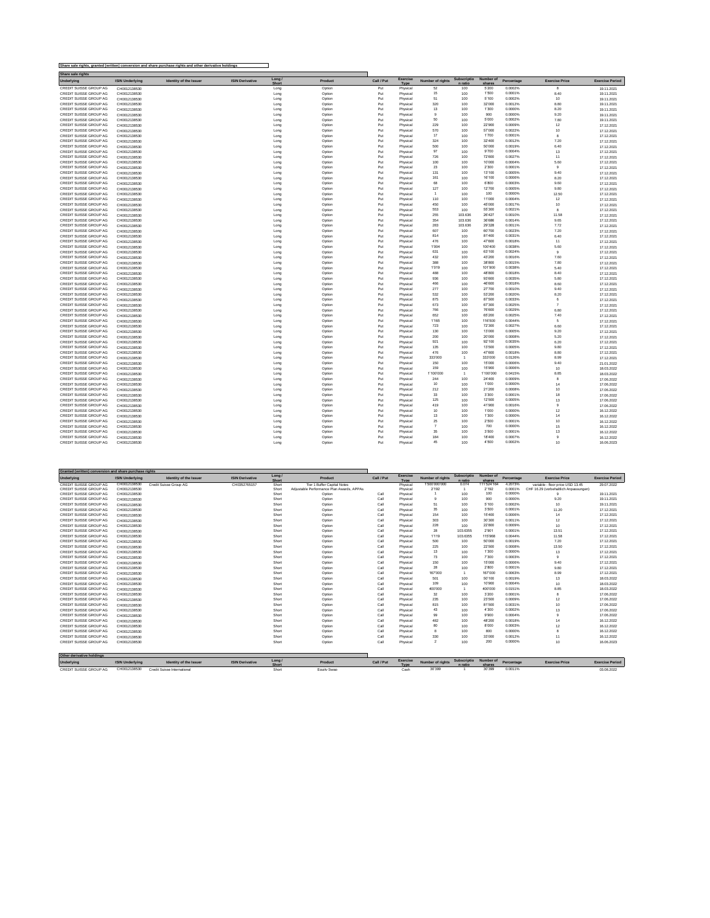**Share sale rights, granted (written) conversion and share purchase rights and other derivative holdings**

**Share sale rights**

| Underlying | ISIN Underlying | Identity of the Issuer | ISIN Derivative | Long / Short | Product | Call / Put | Exercise Type | Number of rights | Subscription ratio | Number of shares | Percentage | Exercise Price | Exercise Period |
|---|---|---|---|---|---|---|---|---|---|---|---|---|---|
| CREDIT SUISSE GROUP AG | CH0012138530 | | | Long | Option | Put | Physical | 52 | 100 | 5'200 | 0.0002% | 8 | 19.11.2021 |
| CREDIT SUISSE GROUP AG | CH0012138530 | | | Long | Option | Put | Physical | 15 | 100 | 1'500 | 0.0001% | 8.40 | 19.11.2021 |
| CREDIT SUISSE GROUP AG | CH0012138530 | | | Long | Option | Put | Physical | 51 | 100 | 5'100 | 0.0002% | 10 | 19.11.2021 |
| CREDIT SUISSE GROUP AG | CH0012138530 | | | Long | Option | Put | Physical | 320 | 100 | 32'000 | 0.0012% | 8.80 | 19.11.2021 |
| CREDIT SUISSE GROUP AG | CH0012138530 | | | Long | Option | Put | Physical | 13 | 100 | 1'300 | 0.0000% | 8.20 | 19.11.2021 |
| CREDIT SUISSE GROUP AG | CH0012138530 | | | Long | Option | Put | Physical | 9 | 100 | 900 | 0.0000% | 9.20 | 19.11.2021 |
| CREDIT SUISSE GROUP AG | CH0012138530 | | | Long | Option | Put | Physical | 50 | 100 | 5'000 | 0.0002% | 7.80 | 19.11.2021 |
| CREDIT SUISSE GROUP AG | CH0012138530 | | | Long | Option | Put | Physical | 229 | 100 | 22'900 | 0.0009% | 12 | 17.12.2021 |
| CREDIT SUISSE GROUP AG | CH0012138530 | | | Long | Option | Put | Physical | 570 | 100 | 57'000 | 0.0022% | 10 | 17.12.2021 |
| CREDIT SUISSE GROUP AG | CH0012138530 | | | Long | Option | Put | Physical | 17 | 100 | 1'700 | 0.0001% | 8 | 17.12.2021 |
| CREDIT SUISSE GROUP AG | CH0012138530 | | | Long | Option | Put | Physical | 324 | 100 | 32'400 | 0.0012% | 7.20 | 17.12.2021 |
| CREDIT SUISSE GROUP AG | CH0012138530 | | | Long | Option | Put | Physical | 500 | 100 | 50'000 | 0.0019% | 6.40 | 17.12.2021 |
| CREDIT SUISSE GROUP AG | CH0012138530 | | | Long | Option | Put | Physical | 97 | 100 | 9'700 | 0.0004% | 13 | 17.12.2021 |
| CREDIT SUISSE GROUP AG | CH0012138530 | | | Long | Option | Put | Physical | 726 | 100 | 72'600 | 0.0027% | 11 | 17.12.2021 |
| CREDIT SUISSE GROUP AG | CH0012138530 | | | Long | Option | Put | Physical | 100 | 100 | 10'000 | 0.0004% | 5.60 | 17.12.2021 |
| CREDIT SUISSE GROUP AG | CH0012138530 | | | Long | Option | Put | Physical | 23 | 100 | 2'300 | 0.0001% | 9 | 17.12.2021 |
| CREDIT SUISSE GROUP AG | CH0012138530 | | | Long | Option | Put | Physical | 131 | 100 | 13'100 | 0.0005% | 9.40 | 17.12.2021 |
| CREDIT SUISSE GROUP AG | CH0012138530 | | | Long | Option | Put | Physical | 161 | 100 | 16'100 | 0.0006% | 8.20 | 17.12.2021 |
| CREDIT SUISSE GROUP AG | CH0012138530 | | | Long | Option | Put | Physical | 68 | 100 | 6'800 | 0.0003% | 9.60 | 17.12.2021 |
| CREDIT SUISSE GROUP AG | CH0012138530 | | | Long | Option | Put | Physical | 127 | 100 | 12'700 | 0.0005% | 9.80 | 17.12.2021 |
| CREDIT SUISSE GROUP AG | CH0012138530 | | | Long | Option | Put | Physical | 1 | 100 | 100 | 0.0000% | 12.50 | 17.12.2021 |
| CREDIT SUISSE GROUP AG | CH0012138530 | | | Long | Option | Put | Physical | 110 | 100 | 11'000 | 0.0004% | 12 | 17.12.2021 |
| CREDIT SUISSE GROUP AG | CH0012138530 | | | Long | Option | Put | Physical | 450 | 100 | 45'000 | 0.0017% | 10 | 17.12.2021 |
| CREDIT SUISSE GROUP AG | CH0012138530 | | | Long | Option | Put | Physical | 553 | 100 | 55'300 | 0.0021% | 8 | 17.12.2021 |
| CREDIT SUISSE GROUP AG | CH0012138530 | | | Long | Option | Put | Physical | 255 | 103.636 | 26'427 | 0.0010% | 11.58 | 17.12.2021 |
| CREDIT SUISSE GROUP AG | CH0012138530 | | | Long | Option | Put | Physical | 354 | 103.636 | 36'688 | 0.0014% | 9.65 | 17.12.2021 |
| CREDIT SUISSE GROUP AG | CH0012138530 | | | Long | Option | Put | Physical | 283 | 103.636 | 29'328 | 0.0011% | 7.72 | 17.12.2021 |
| CREDIT SUISSE GROUP AG | CH0012138530 | | | Long | Option | Put | Physical | 607 | 100 | 60'700 | 0.0023% | 7.20 | 17.12.2021 |
| CREDIT SUISSE GROUP AG | CH0012138530 | | | Long | Option | Put | Physical | 814 | 100 | 81'400 | 0.0031% | 6.40 | 17.12.2021 |
| CREDIT SUISSE GROUP AG | CH0012138530 | | | Long | Option | Put | Physical | 476 | 100 | 47'600 | 0.0018% | 11 | 17.12.2021 |
| CREDIT SUISSE GROUP AG | CH0012138530 | | | Long | Option | Put | Physical | 1'004 | 100 | 100'400 | 0.0038% | 5.60 | 17.12.2021 |
| CREDIT SUISSE GROUP AG | CH0012138530 | | | Long | Option | Put | Physical | 631 | 100 | 63'100 | 0.0024% | 9 | 17.12.2021 |
| CREDIT SUISSE GROUP AG | CH0012138530 | | | Long | Option | Put | Physical | 432 | 100 | 43'200 | 0.0016% | 7.60 | 17.12.2021 |
| CREDIT SUISSE GROUP AG | CH0012138530 | | | Long | Option | Put | Physical | 388 | 100 | 38'800 | 0.0015% | 7.80 | 17.12.2021 |
| CREDIT SUISSE GROUP AG | CH0012138530 | | | Long | Option | Put | Physical | 1'019 | 100 | 101'900 | 0.0038% | 5.40 | 17.12.2021 |
| CREDIT SUISSE GROUP AG | CH0012138530 | | | Long | Option | Put | Physical | 488 | 100 | 48'800 | 0.0018% | 8.40 | 17.12.2021 |
| CREDIT SUISSE GROUP AG | CH0012138530 | | | Long | Option | Put | Physical | 936 | 100 | 93'600 | 0.0035% | 5.80 | 17.12.2021 |
| CREDIT SUISSE GROUP AG | CH0012138530 | | | Long | Option | Put | Physical | 466 | 100 | 46'600 | 0.0018% | 8.60 | 17.12.2021 |
| CREDIT SUISSE GROUP AG | CH0012138530 | | | Long | Option | Put | Physical | 277 | 100 | 27'700 | 0.0010% | 9.40 | 17.12.2021 |
| CREDIT SUISSE GROUP AG | CH0012138530 | | | Long | Option | Put | Physical | 532 | 100 | 53'200 | 0.0020% | 8.20 | 17.12.2021 |
| CREDIT SUISSE GROUP AG | CH0012138530 | | | Long | Option | Put | Physical | 875 | 100 | 87'500 | 0.0033% | 6 | 17.12.2021 |
| CREDIT SUISSE GROUP AG | CH0012138530 | | | Long | Option | Put | Physical | 673 | 100 | 67'300 | 0.0025% | 7 | 17.12.2021 |
| CREDIT SUISSE GROUP AG | CH0012138530 | | | Long | Option | Put | Physical | 766 | 100 | 76'600 | 0.0029% | 6.80 | 17.12.2021 |
| CREDIT SUISSE GROUP AG | CH0012138530 | | | Long | Option | Put | Physical | 652 | 100 | 65'200 | 0.0025% | 7.40 | 17.12.2021 |
| CREDIT SUISSE GROUP AG | CH0012138530 | | | Long | Option | Put | Physical | 1'165 | 100 | 116'500 | 0.0044% | 5 | 17.12.2021 |
| CREDIT SUISSE GROUP AG | CH0012138530 | | | Long | Option | Put | Physical | 723 | 100 | 72'300 | 0.0027% | 6.60 | 17.12.2021 |
| CREDIT SUISSE GROUP AG | CH0012138530 | | | Long | Option | Put | Physical | 130 | 100 | 13'000 | 0.0005% | 9.20 | 17.12.2021 |
| CREDIT SUISSE GROUP AG | CH0012138530 | | | Long | Option | Put | Physical | 200 | 100 | 20'000 | 0.0008% | 5.20 | 17.12.2021 |
| CREDIT SUISSE GROUP AG | CH0012138530 | | | Long | Option | Put | Physical | 921 | 100 | 92'100 | 0.0035% | 6.20 | 17.12.2021 |
| CREDIT SUISSE GROUP AG | CH0012138530 | | | Long | Option | Put | Physical | 135 | 100 | 13'500 | 0.0005% | 9.80 | 17.12.2021 |
| CREDIT SUISSE GROUP AG | CH0012138530 | | | Long | Option | Put | Physical | 476 | 100 | 47'600 | 0.0018% | 8.80 | 17.12.2021 |
| CREDIT SUISSE GROUP AG | CH0012138530 | | | Long | Option | Put | Physical | 333'000 | 1 | 333'000 | 0.0126% | 8.99 | 17.12.2021 |
| CREDIT SUISSE GROUP AG | CH0012138530 | | | Long | Option | Put | Physical | 150 | 100 | 15'000 | 0.0006% | 9.40 | 21.01.2022 |
| CREDIT SUISSE GROUP AG | CH0012138530 | | | Long | Option | Put | Physical | 159 | 100 | 15'900 | 0.0006% | 10 | 18.03.2022 |
| CREDIT SUISSE GROUP AG | CH0012138530 | | | Long | Option | Put | Physical | 1'100'000 | 1 | 1'100'000 | 0.0415% | 8.85 | 18.03.2022 |
| CREDIT SUISSE GROUP AG | CH0012138530 | | | Long | Option | Put | Physical | 244 | 100 | 24'400 | 0.0009% | 8 | 17.06.2022 |
| CREDIT SUISSE GROUP AG | CH0012138530 | | | Long | Option | Put | Physical | 10 | 100 | 1'000 | 0.0000% | 14 | 17.06.2022 |
| CREDIT SUISSE GROUP AG | CH0012138530 | | | Long | Option | Put | Physical | 212 | 100 | 21'200 | 0.0008% | 10 | 17.06.2022 |
| CREDIT SUISSE GROUP AG | CH0012138530 | | | Long | Option | Put | Physical | 33 | 100 | 3'300 | 0.0001% | 18 | 17.06.2022 |
| CREDIT SUISSE GROUP AG | CH0012138530 | | | Long | Option | Put | Physical | 125 | 100 | 12'500 | 0.0005% | 13 | 17.06.2022 |
| CREDIT SUISSE GROUP AG | CH0012138530 | | | Long | Option | Put | Physical | 419 | 100 | 41'900 | 0.0016% | 9 | 17.06.2022 |
| CREDIT SUISSE GROUP AG | CH0012138530 | | | Long | Option | Put | Physical | 10 | 100 | 1'000 | 0.0000% | 12 | 16.12.2022 |
| CREDIT SUISSE GROUP AG | CH0012138530 | | | Long | Option | Put | Physical | 13 | 100 | 1'300 | 0.0000% | 14 | 16.12.2022 |
| CREDIT SUISSE GROUP AG | CH0012138530 | | | Long | Option | Put | Physical | 25 | 100 | 2'500 | 0.0001% | 10 | 16.12.2022 |
| CREDIT SUISSE GROUP AG | CH0012138530 | | | Long | Option | Put | Physical | 7 | 100 | 700 | 0.0000% | 15 | 16.12.2022 |
| CREDIT SUISSE GROUP AG | CH0012138530 | | | Long | Option | Put | Physical | 35 | 100 | 3'500 | 0.0001% | 13 | 16.12.2022 |
| CREDIT SUISSE GROUP AG | CH0012138530 | | | Long | Option | Put | Physical | 184 | 100 | 18'400 | 0.0007% | 9 | 16.12.2022 |
| CREDIT SUISSE GROUP AG | CH0012138530 | | | Long | Option | Put | Physical | 45 | 100 | 4'500 | 0.0002% | 10 | 16.06.2023 |

**Granted (written) conversion and share purchase rights**

| Underlying | ISIN Underlying | Identity of the Issuer | ISIN Derivative | Long / Short | Product | Call / Put | Exercise Type | Number of rights | Subscription ratio | Number of shares | Percentage | Exercise Price | Exercise Period |
|---|---|---|---|---|---|---|---|---|---|---|---|---|---|
| CREDIT SUISSE GROUP AG | CH0012138530 | Credit Suisse Group AG | CH0352765157 | Short | Tier 1 Buffer Capital Notes | | Physical | 1'500'000'000 | 0.074 | 111'524'164 | 4.2073% | variable - floor price USD 13.45 | 29.07.2022 |
| CREDIT SUISSE GROUP AG | CH0012138530 | | | Short | Adjustable Performance Plan Awards, APPAs | | Physical | 2'192 | 1 | 2'192 | 0.0001% | CHF 16.29 (vorbehaltlich Anpassungen) | |
| CREDIT SUISSE GROUP AG | CH0012138530 | | | Short | Option | Call | Physical | 1 | 100 | 100 | 0.0000% | 9 | 19.11.2021 |
| CREDIT SUISSE GROUP AG | CH0012138530 | | | Short | Option | Call | Physical | 9 | 100 | 900 | 0.0000% | 9.20 | 19.11.2021 |
| CREDIT SUISSE GROUP AG | CH0012138530 | | | Short | Option | Call | Physical | 51 | 100 | 5'100 | 0.0002% | 10 | 19.11.2021 |
| CREDIT SUISSE GROUP AG | CH0012138530 | | | Short | Option | Call | Physical | 35 | 100 | 3'500 | 0.0001% | 11.20 | 17.12.2021 |
| CREDIT SUISSE GROUP AG | CH0012138530 | | | Short | Option | Call | Physical | 154 | 100 | 15'400 | 0.0006% | 14 | 17.12.2021 |
| CREDIT SUISSE GROUP AG | CH0012138530 | | | Short | Option | Call | Physical | 303 | 100 | 30'300 | 0.0011% | 12 | 17.12.2021 |
| CREDIT SUISSE GROUP AG | CH0012138530 | | | Short | Option | Call | Physical | 228 | 100 | 22'800 | 0.0009% | 10 | 17.12.2021 |
| CREDIT SUISSE GROUP AG | CH0012138530 | | | Short | Option | Call | Physical | 28 | 103.6355 | 2'901 | 0.0001% | 13.51 | 17.12.2021 |
| CREDIT SUISSE GROUP AG | CH0012138530 | | | Short | Option | Call | Physical | 1'119 | 103.6355 | 115'968 | 0.0044% | 11.58 | 17.12.2021 |
| CREDIT SUISSE GROUP AG | CH0012138530 | | | Short | Option | Call | Physical | 500 | 100 | 50'000 | 0.0019% | 7.20 | 17.12.2021 |
| CREDIT SUISSE GROUP AG | CH0012138530 | | | Short | Option | Call | Physical | 225 | 100 | 22'500 | 0.0008% | 13.50 | 17.12.2021 |
| CREDIT SUISSE GROUP AG | CH0012138530 | | | Short | Option | Call | Physical | 13 | 100 | 1'300 | 0.0000% | 13 | 17.12.2021 |
| CREDIT SUISSE GROUP AG | CH0012138530 | | | Short | Option | Call | Physical | 73 | 100 | 7'300 | 0.0003% | 9 | 17.12.2021 |
| CREDIT SUISSE GROUP AG | CH0012138530 | | | Short | Option | Call | Physical | 150 | 100 | 15'000 | 0.0006% | 9.40 | 17.12.2021 |
| CREDIT SUISSE GROUP AG | CH0012138530 | | | Short | Option | Call | Physical | 28 | 100 | 2'800 | 0.0001% | 9.80 | 17.12.2021 |
| CREDIT SUISSE GROUP AG | CH0012138530 | | | Short | Option | Call | Physical | 167'000 | 1 | 167'000 | 0.0063% | 8.99 | 17.12.2021 |
| CREDIT SUISSE GROUP AG | CH0012138530 | | | Short | Option | Call | Physical | 501 | 100 | 50'100 | 0.0019% | 13 | 18.03.2022 |
| CREDIT SUISSE GROUP AG | CH0012138530 | | | Short | Option | Call | Physical | 109 | 100 | 10'900 | 0.0004% | 10 | 18.03.2022 |
| CREDIT SUISSE GROUP AG | CH0012138530 | | | Short | Option | Call | Physical | 400'000 | 1 | 400'000 | 0.0151% | 8.85 | 18.03.2022 |
| CREDIT SUISSE GROUP AG | CH0012138530 | | | Short | Option | Call | Physical | 32 | 100 | 3'200 | 0.0001% | 8 | 17.06.2022 |
| CREDIT SUISSE GROUP AG | CH0012138530 | | | Short | Option | Call | Physical | 235 | 100 | 23'500 | 0.0009% | 12 | 17.06.2022 |
| CREDIT SUISSE GROUP AG | CH0012138530 | | | Short | Option | Call | Physical | 815 | 100 | 81'500 | 0.0031% | 10 | 17.06.2022 |
| CREDIT SUISSE GROUP AG | CH0012138530 | | | Short | Option | Call | Physical | 43 | 100 | 4'300 | 0.0002% | 13 | 17.06.2022 |
| CREDIT SUISSE GROUP AG | CH0012138530 | | | Short | Option | Call | Physical | 99 | 100 | 9'900 | 0.0004% | 9 | 17.06.2022 |
| CREDIT SUISSE GROUP AG | CH0012138530 | | | Short | Option | Call | Physical | 482 | 100 | 48'200 | 0.0018% | 14 | 16.12.2022 |
| CREDIT SUISSE GROUP AG | CH0012138530 | | | Short | Option | Call | Physical | 80 | 100 | 8'000 | 0.0003% | 12 | 16.12.2022 |
| CREDIT SUISSE GROUP AG | CH0012138530 | | | Short | Option | Call | Physical | 8 | 100 | 800 | 0.0000% | 8 | 16.12.2022 |
| CREDIT SUISSE GROUP AG | CH0012138530 | | | Short | Option | Call | Physical | 330 | 100 | 33'000 | 0.0012% | 11 | 16.12.2022 |
| CREDIT SUISSE GROUP AG | CH0012138530 | | | Short | Option | Call | Physical | 2 | 100 | 200 | 0.0000% | 10 | 16.06.2023 |

**Other derivative holdings**

| Underlying | ISIN Underlying | Identity of the Issuer | ISIN Derivative | Long / Short | Product | Call / Put | Exercise Type | Number of rights | Subscription ratio | Number of shares | Percentage | Exercise Price | Exercise Period |
|---|---|---|---|---|---|---|---|---|---|---|---|---|---|
| CREDIT SUISSE GROUP AG | CH0012138530 | Credit Suisse International | | Short | Equity Swap | | Cash | 30'399 | 1 | 30'399 | 0.0011% | | 03.08.2022 |